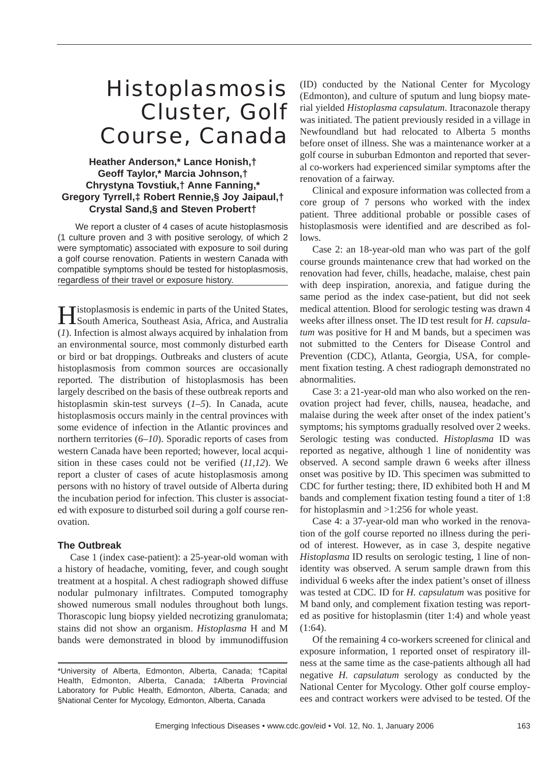# Histoplasmosis Cluster, Golf Course, Canada

**Heather Anderson,* Lance Honish,† Geoff Taylor,* Marcia Johnson,† Chrystyna Tovstiuk,† Anne Fanning,* Gregory Tyrrell,‡ Robert Rennie,§ Joy Jaipaul,† Crystal Sand,§ and Steven Probert†**

We report a cluster of 4 cases of acute histoplasmosis (1 culture proven and 3 with positive serology, of which 2 were symptomatic) associated with exposure to soil during a golf course renovation. Patients in western Canada with compatible symptoms should be tested for histoplasmosis, regardless of their travel or exposure history.

Histoplasmosis is endemic in parts of the United States, South America, Southeast Asia, Africa, and Australia (*1*). Infection is almost always acquired by inhalation from an environmental source, most commonly disturbed earth or bird or bat droppings. Outbreaks and clusters of acute histoplasmosis from common sources are occasionally reported. The distribution of histoplasmosis has been largely described on the basis of these outbreak reports and histoplasmin skin-test surveys (*1–5*). In Canada, acute histoplasmosis occurs mainly in the central provinces with some evidence of infection in the Atlantic provinces and northern territories (*6–10*). Sporadic reports of cases from western Canada have been reported; however, local acquisition in these cases could not be verified (*11,12*). We report a cluster of cases of acute histoplasmosis among persons with no history of travel outside of Alberta during the incubation period for infection. This cluster is associated with exposure to disturbed soil during a golf course renovation.

## The Outbreak

Case 1 (index case-patient): a 25-year-old woman with a history of headache, vomiting, fever, and cough sought treatment at a hospital. A chest radiograph showed diffuse nodular pulmonary infiltrates. Computed tomography showed numerous small nodules throughout both lungs. Thorascopic lung biopsy yielded necrotizing granulomata; stains did not show an organism. *Histoplasma* H and M bands were demonstrated in blood by immunodiffusion (ID) conducted by the National Center for Mycology (Edmonton), and culture of sputum and lung biopsy material yielded *Histoplasma capsulatum*. Itraconazole therapy was initiated. The patient previously resided in a village in Newfoundland but had relocated to Alberta 5 months before onset of illness. She was a maintenance worker at a golf course in suburban Edmonton and reported that several co-workers had experienced similar symptoms after the renovation of a fairway.

Clinical and exposure information was collected from a core group of 7 persons who worked with the index patient. Three additional probable or possible cases of histoplasmosis were identified and are described as follows.

Case 2: an 18-year-old man who was part of the golf course grounds maintenance crew that had worked on the renovation had fever, chills, headache, malaise, chest pain with deep inspiration, anorexia, and fatigue during the same period as the index case-patient, but did not seek medical attention. Blood for serologic testing was drawn 4 weeks after illness onset. The ID test result for *H. capsulatum* was positive for H and M bands, but a specimen was not submitted to the Centers for Disease Control and Prevention (CDC), Atlanta, Georgia, USA, for complement fixation testing. A chest radiograph demonstrated no abnormalities.

Case 3: a 21-year-old man who also worked on the renovation project had fever, chills, nausea, headache, and malaise during the week after onset of the index patient's symptoms; his symptoms gradually resolved over 2 weeks. Serologic testing was conducted. *Histoplasma* ID was reported as negative, although 1 line of nonidentity was observed. A second sample drawn 6 weeks after illness onset was positive by ID. This specimen was submitted to CDC for further testing; there, ID exhibited both H and M bands and complement fixation testing found a titer of 1:8 for histoplasmin and >1:256 for whole yeast.

Case 4: a 37-year-old man who worked in the renovation of the golf course reported no illness during the period of interest. However, as in case 3, despite negative *Histoplasma* ID results on serologic testing, 1 line of nonidentity was observed. A serum sample drawn from this individual 6 weeks after the index patient's onset of illness was tested at CDC. ID for *H. capsulatum* was positive for M band only, and complement fixation testing was reported as positive for histoplasmin (titer 1:4) and whole yeast (1:64).

Of the remaining 4 co-workers screened for clinical and exposure information, 1 reported onset of respiratory illness at the same time as the case-patients although all had negative *H. capsulatum* serology as conducted by the National Center for Mycology. Other golf course employees and contract workers were advised to be tested. Of the

*University of Alberta, Edmonton, Alberta, Canada; †Capital Health, Edmonton, Alberta, Canada; ‡Alberta Provincial Laboratory for Public Health, Edmonton, Alberta, Canada; and §National Center for Mycology, Edmonton, Alberta, Canada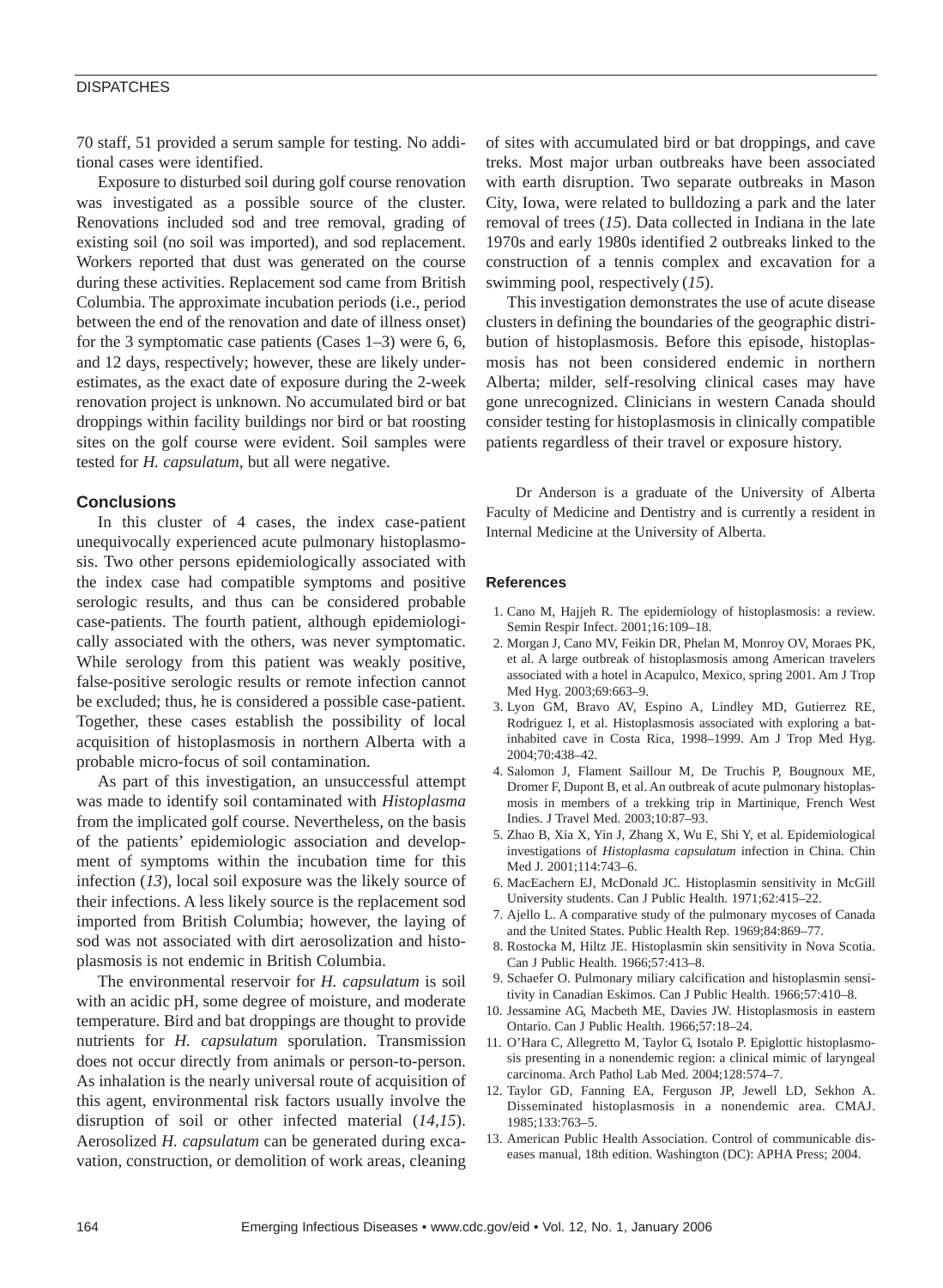70 staff, 51 provided a serum sample for testing. No additional cases were identified.

Exposure to disturbed soil during golf course renovation was investigated as a possible source of the cluster. Renovations included sod and tree removal, grading of existing soil (no soil was imported), and sod replacement. Workers reported that dust was generated on the course during these activities. Replacement sod came from British Columbia. The approximate incubation periods (i.e., period between the end of the renovation and date of illness onset) for the 3 symptomatic case patients (Cases 1–3) were 6, 6, and 12 days, respectively; however, these are likely underestimates, as the exact date of exposure during the 2-week renovation project is unknown. No accumulated bird or bat droppings within facility buildings nor bird or bat roosting sites on the golf course were evident. Soil samples were tested for *H. capsulatum*, but all were negative.

## Conclusions

In this cluster of 4 cases, the index case-patient unequivocally experienced acute pulmonary histoplasmosis. Two other persons epidemiologically associated with the index case had compatible symptoms and positive serologic results, and thus can be considered probable case-patients. The fourth patient, although epidemiologically associated with the others, was never symptomatic. While serology from this patient was weakly positive, false-positive serologic results or remote infection cannot be excluded; thus, he is considered a possible case-patient. Together, these cases establish the possibility of local acquisition of histoplasmosis in northern Alberta with a probable micro-focus of soil contamination.

As part of this investigation, an unsuccessful attempt was made to identify soil contaminated with *Histoplasma* from the implicated golf course. Nevertheless, on the basis of the patients' epidemiologic association and development of symptoms within the incubation time for this infection (*13*), local soil exposure was the likely source of their infections. A less likely source is the replacement sod imported from British Columbia; however, the laying of sod was not associated with dirt aerosolization and histoplasmosis is not endemic in British Columbia.

The environmental reservoir for *H. capsulatum* is soil with an acidic pH, some degree of moisture, and moderate temperature. Bird and bat droppings are thought to provide nutrients for *H. capsulatum* sporulation. Transmission does not occur directly from animals or person-to-person. As inhalation is the nearly universal route of acquisition of this agent, environmental risk factors usually involve the disruption of soil or other infected material (*14,15*). Aerosolized *H. capsulatum* can be generated during excavation, construction, or demolition of work areas, cleaning of sites with accumulated bird or bat droppings, and cave treks. Most major urban outbreaks have been associated with earth disruption. Two separate outbreaks in Mason City, Iowa, were related to bulldozing a park and the later removal of trees (*15*). Data collected in Indiana in the late 1970s and early 1980s identified 2 outbreaks linked to the construction of a tennis complex and excavation for a swimming pool, respectively (*15*).

This investigation demonstrates the use of acute disease clusters in defining the boundaries of the geographic distribution of histoplasmosis. Before this episode, histoplasmosis has not been considered endemic in northern Alberta; milder, self-resolving clinical cases may have gone unrecognized. Clinicians in western Canada should consider testing for histoplasmosis in clinically compatible patients regardless of their travel or exposure history.

Dr Anderson is a graduate of the University of Alberta Faculty of Medicine and Dentistry and is currently a resident in Internal Medicine at the University of Alberta.

### References

1. Cano M, Hajjeh R. The epidemiology of histoplasmosis: a review. Semin Respir Infect. 2001;16:109–18.
2. Morgan J, Cano MV, Feikin DR, Phelan M, Monroy OV, Moraes PK, et al. A large outbreak of histoplasmosis among American travelers associated with a hotel in Acapulco, Mexico, spring 2001. Am J Trop Med Hyg. 2003;69:663–9.
3. Lyon GM, Bravo AV, Espino A, Lindley MD, Gutierrez RE, Rodriguez I, et al. Histoplasmosis associated with exploring a bat-inhabited cave in Costa Rica, 1998–1999. Am J Trop Med Hyg. 2004;70:438–42.
4. Salomon J, Flament Saillour M, De Truchis P, Bougnoux ME, Dromer F, Dupont B, et al. An outbreak of acute pulmonary histoplasmosis in members of a trekking trip in Martinique, French West Indies. J Travel Med. 2003;10:87–93.
5. Zhao B, Xia X, Yin J, Zhang X, Wu E, Shi Y, et al. Epidemiological investigations of *Histoplasma capsulatum* infection in China. Chin Med J. 2001;114:743–6.
6. MacEachern EJ, McDonald JC. Histoplasmin sensitivity in McGill University students. Can J Public Health. 1971;62:415–22.
7. Ajello L. A comparative study of the pulmonary mycoses of Canada and the United States. Public Health Rep. 1969;84:869–77.
8. Rostocka M, Hiltz JE. Histoplasmin skin sensitivity in Nova Scotia. Can J Public Health. 1966;57:413–8.
9. Schaefer O. Pulmonary miliary calcification and histoplasmin sensitivity in Canadian Eskimos. Can J Public Health. 1966;57:410–8.
10. Jessamine AG, Macbeth ME, Davies JW. Histoplasmosis in eastern Ontario. Can J Public Health. 1966;57:18–24.
11. O'Hara C, Allegretto M, Taylor G, Isotalo P. Epiglottic histoplasmosis presenting in a nonendemic region: a clinical mimic of laryngeal carcinoma. Arch Pathol Lab Med. 2004;128:574–7.
12. Taylor GD, Fanning EA, Ferguson JP, Jewell LD, Sekhon A. Disseminated histoplasmosis in a nonendemic area. CMAJ. 1985;133:763–5.
13. American Public Health Association. Control of communicable diseases manual, 18th edition. Washington (DC): APHA Press; 2004.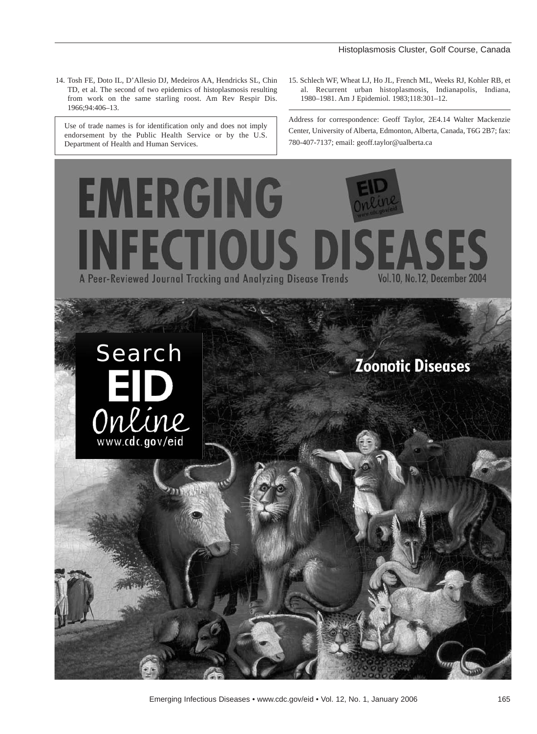14. Tosh FE, Doto IL, D'Allesio DJ, Medeiros AA, Hendricks SL, Chin TD, et al. The second of two epidemics of histoplasmosis resulting from work on the same starling roost. Am Rev Respir Dis. 1966;94:406–13.

15. Schlech WF, Wheat LJ, Ho JL, French ML, Weeks RJ, Kohler RB, et al. Recurrent urban histoplasmosis, Indianapolis, Indiana, 1980–1981. Am J Epidemiol. 1983;118:301–12.

Use of trade names is for identification only and does not imply endorsement by the Public Health Service or by the U.S. Department of Health and Human Services.

Address for correspondence: Geoff Taylor, 2E4.14 Walter Mackenzie Center, University of Alberta, Edmonton, Alberta, Canada, T6G 2B7; fax: 780-407-7137; email: geoff.taylor@ualberta.ca

EMERGING INFECTIOUS DISEASES

A Peer-Reviewed Journal Tracking and Analyzing Disease Trends Vol.10, No.12, December 2004

Search EID Online www.cdc.gov/eid

Zoonotic Diseases